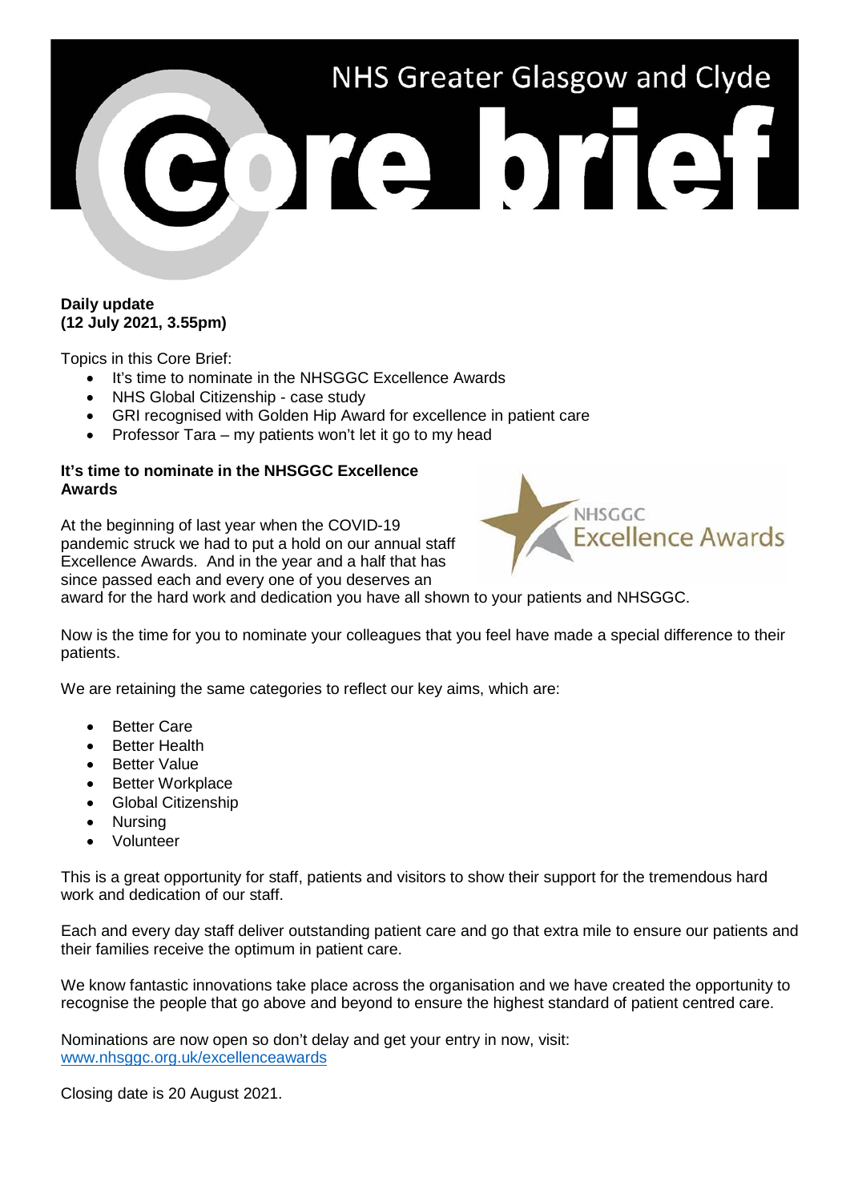# NHS Greater Glasgow and Clyde Core brief

**Daily update**
**(12 July 2021, 3.55pm)**

Topics in this Core Brief:

- It's time to nominate in the NHSGGC Excellence Awards
- NHS Global Citizenship - case study
- GRI recognised with Golden Hip Award for excellence in patient care
- Professor Tara – my patients won't let it go to my head

## It's time to nominate in the NHSGGC Excellence Awards

At the beginning of last year when the COVID-19 pandemic struck we had to put a hold on our annual staff Excellence Awards. And in the year and a half that has since passed each and every one of you deserves an award for the hard work and dedication you have all shown to your patients and NHSGGC.

Now is the time for you to nominate your colleagues that you feel have made a special difference to their patients.

We are retaining the same categories to reflect our key aims, which are:

- Better Care
- Better Health
- Better Value
- Better Workplace
- Global Citizenship
- Nursing
- Volunteer

This is a great opportunity for staff, patients and visitors to show their support for the tremendous hard work and dedication of our staff.

Each and every day staff deliver outstanding patient care and go that extra mile to ensure our patients and their families receive the optimum in patient care.

We know fantastic innovations take place across the organisation and we have created the opportunity to recognise the people that go above and beyond to ensure the highest standard of patient centred care.

Nominations are now open so don't delay and get your entry in now, visit:
www.nhsggc.org.uk/excellenceawards

Closing date is 20 August 2021.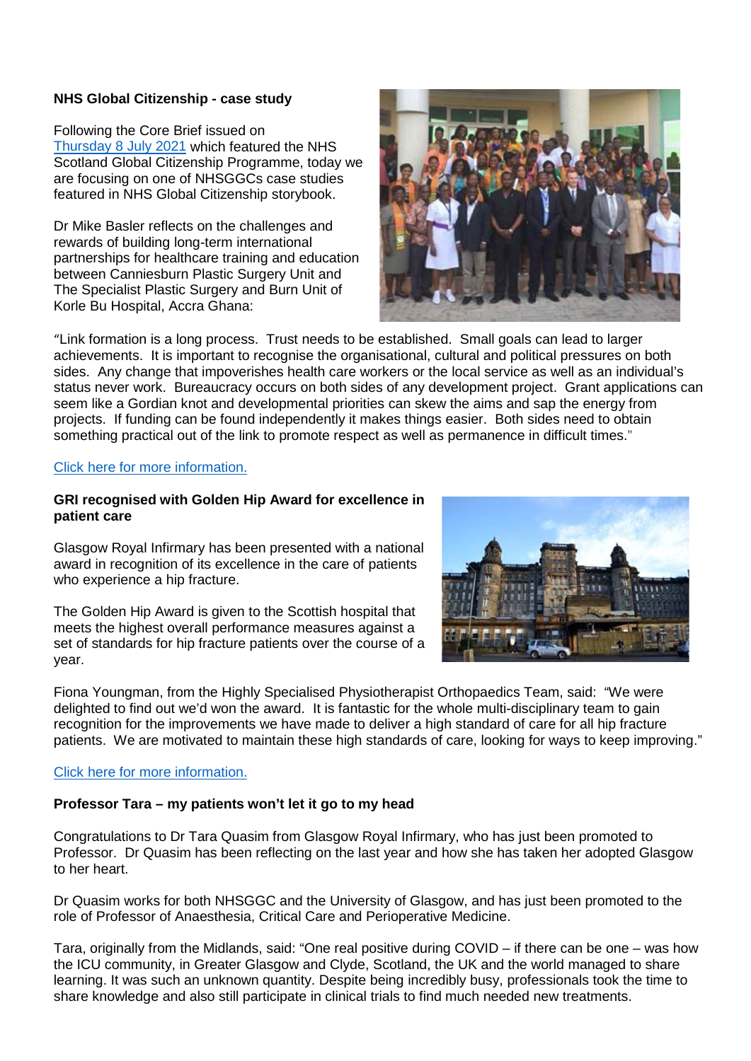**NHS Global Citizenship - case study**

Following the Core Brief issued on Thursday 8 July 2021 which featured the NHS Scotland Global Citizenship Programme, today we are focusing on one of NHSGGCs case studies featured in NHS Global Citizenship storybook.

Dr Mike Basler reflects on the challenges and rewards of building long-term international partnerships for healthcare training and education between Canniesburn Plastic Surgery Unit and The Specialist Plastic Surgery and Burn Unit of Korle Bu Hospital, Accra Ghana:

"Link formation is a long process. Trust needs to be established. Small goals can lead to larger achievements. It is important to recognise the organisational, cultural and political pressures on both sides. Any change that impoverishes health care workers or the local service as well as an individual's status never work. Bureaucracy occurs on both sides of any development project. Grant applications can seem like a Gordian knot and developmental priorities can skew the aims and sap the energy from projects. If funding can be found independently it makes things easier. Both sides need to obtain something practical out of the link to promote respect as well as permanence in difficult times."

Click here for more information.

**GRI recognised with Golden Hip Award for excellence in patient care**

Glasgow Royal Infirmary has been presented with a national award in recognition of its excellence in the care of patients who experience a hip fracture.

The Golden Hip Award is given to the Scottish hospital that meets the highest overall performance measures against a set of standards for hip fracture patients over the course of a year.

Fiona Youngman, from the Highly Specialised Physiotherapist Orthopaedics Team, said: "We were delighted to find out we'd won the award. It is fantastic for the whole multi-disciplinary team to gain recognition for the improvements we have made to deliver a high standard of care for all hip fracture patients. We are motivated to maintain these high standards of care, looking for ways to keep improving."

Click here for more information.

**Professor Tara – my patients won't let it go to my head**

Congratulations to Dr Tara Quasim from Glasgow Royal Infirmary, who has just been promoted to Professor. Dr Quasim has been reflecting on the last year and how she has taken her adopted Glasgow to her heart.

Dr Quasim works for both NHSGGC and the University of Glasgow, and has just been promoted to the role of Professor of Anaesthesia, Critical Care and Perioperative Medicine.

Tara, originally from the Midlands, said: "One real positive during COVID – if there can be one – was how the ICU community, in Greater Glasgow and Clyde, Scotland, the UK and the world managed to share learning. It was such an unknown quantity. Despite being incredibly busy, professionals took the time to share knowledge and also still participate in clinical trials to find much needed new treatments.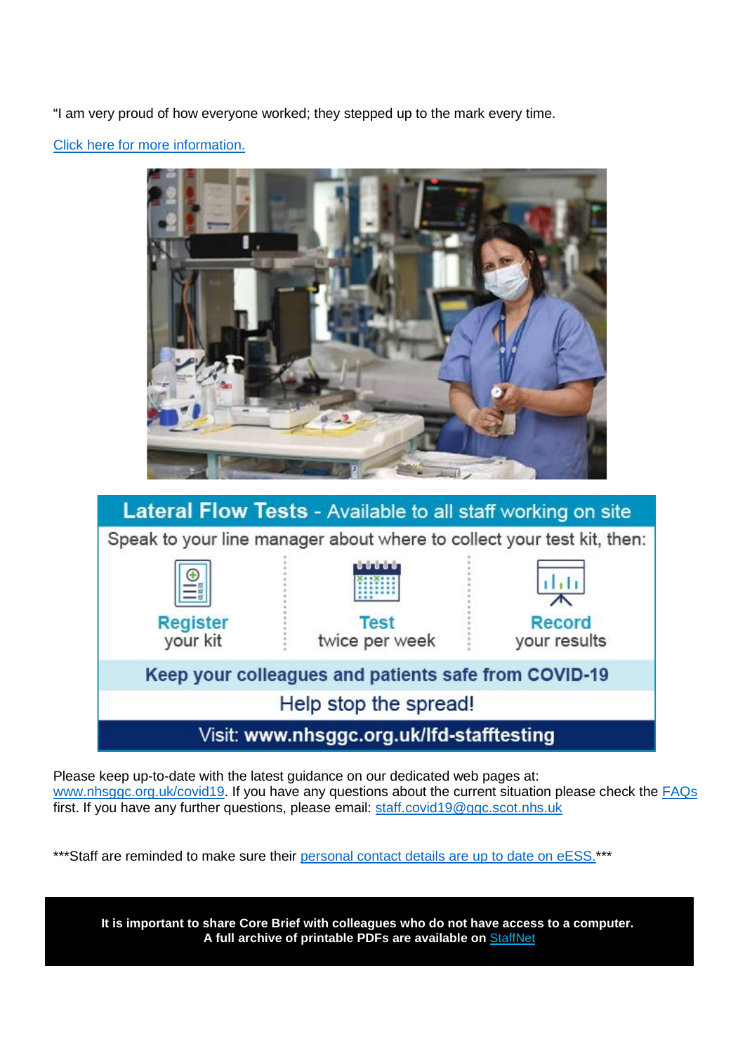"I am very proud of how everyone worked; they stepped up to the mark every time.

[Click here for more information.](#)

**Lateral Flow Tests** - Available to all staff working on site

Speak to your line manager about where to collect your test kit, then:

**Register** your kit

**Test** twice per week

**Record** your results

**Keep your colleagues and patients safe from COVID-19**

Help stop the spread!

Visit: **www.nhsggc.org.uk/lfd-stafftesting**

Please keep up-to-date with the latest guidance on our dedicated web pages at: [www.nhsggc.org.uk/covid19](#). If you have any questions about the current situation please check the [FAQs](#) first. If you have any further questions, please email: [staff.covid19@ggc.scot.nhs.uk](#)

***Staff are reminded to make sure their [personal contact details are up to date on eESS.](#)***

**It is important to share Core Brief with colleagues who do not have access to a computer.**
**A full archive of printable PDFs are available on [StaffNet](#)**